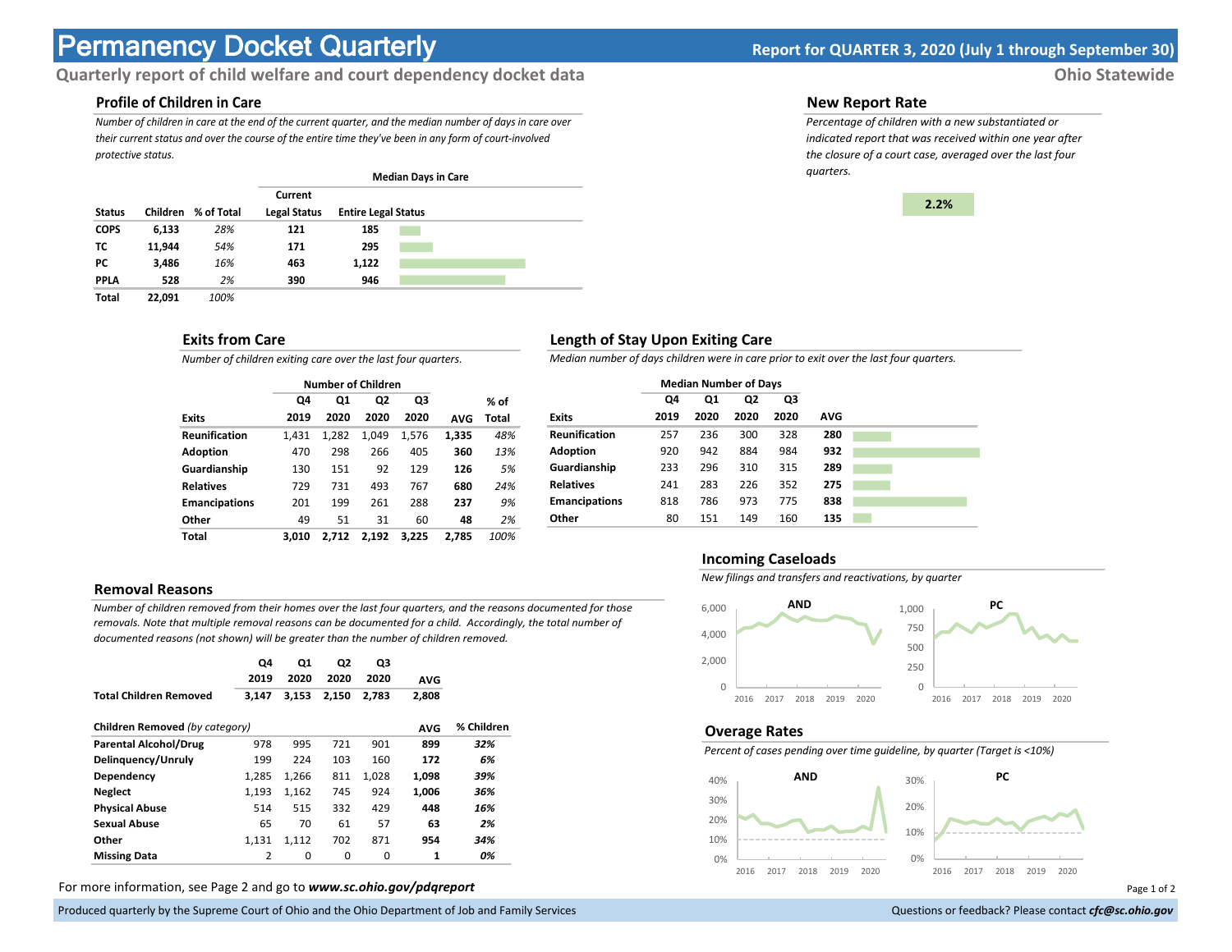# Permanency Docket Quarterly

**Report for QUARTER 3, 2020 (July 1 through September 30)**

**Quarterly report of child welfare and court dependency docket data**

**Ohio Statewide**

## Profile of Children in Care

*Number of children in care at the end of the current quarter, and the median number of days in care over their current status and over the course of the entire time they've been in any form of court-involved protective status.*

| | | | Median Days in Care | |
|---|---|---|---|---|
| Status | Children | % of Total | Current Legal Status | Entire Legal Status |
| COPS | 6,133 | 28% | 121 | 185 |
| TC | 11,944 | 54% | 171 | 295 |
| PC | 3,486 | 16% | 463 | 1,122 |
| PPLA | 528 | 2% | 390 | 946 |
| Total | 22,091 | 100% | | |

## New Report Rate

*Percentage of children with a new substantiated or indicated report that was received within one year after the closure of a court case, averaged over the last four quarters.*

**2.2%**

## Exits from Care

*Number of children exiting care over the last four quarters.*

| | Number of Children | | | | | |
|---|---|---|---|---|---|---|
| Exits | Q4 2019 | Q1 2020 | Q2 2020 | Q3 2020 | AVG | % of Total |
| Reunification | 1,431 | 1,282 | 1,049 | 1,576 | **1,335** | *48%* |
| Adoption | 470 | 298 | 266 | 405 | **360** | *13%* |
| Guardianship | 130 | 151 | 92 | 129 | **126** | *5%* |
| Relatives | 729 | 731 | 493 | 767 | **680** | *24%* |
| Emancipations | 201 | 199 | 261 | 288 | **237** | *9%* |
| Other | 49 | 51 | 31 | 60 | **48** | *2%* |
| **Total** | **3,010** | **2,712** | **2,192** | **3,225** | **2,785** | *100%* |

## Length of Stay Upon Exiting Care

*Median number of days children were in care prior to exit over the last four quarters.*

| | Median Number of Days | | | | |
|---|---|---|---|---|---|
| Exits | Q4 2019 | Q1 2020 | Q2 2020 | Q3 2020 | AVG |
| Reunification | 257 | 236 | 300 | 328 | **280** |
| Adoption | 920 | 942 | 884 | 984 | **932** |
| Guardianship | 233 | 296 | 310 | 315 | **289** |
| Relatives | 241 | 283 | 226 | 352 | **275** |
| Emancipations | 818 | 786 | 973 | 775 | **838** |
| Other | 80 | 151 | 149 | 160 | **135** |

## Removal Reasons

*Number of children removed from their homes over the last four quarters, and the reasons documented for those removals. Note that multiple removal reasons can be documented for a child. Accordingly, the total number of documented reasons (not shown) will be greater than the number of children removed.*

| | Q4 2019 | Q1 2020 | Q2 2020 | Q3 2020 | AVG |
|---|---|---|---|---|---|
| **Total Children Removed** | **3,147** | **3,153** | **2,150** | **2,783** | **2,808** |

| **Children Removed** *(by category)* | | | | | AVG | % Children |
|---|---|---|---|---|---|---|
| Parental Alcohol/Drug | 978 | 995 | 721 | 901 | **899** | ***32%*** |
| Delinquency/Unruly | 199 | 224 | 103 | 160 | **172** | ***6%*** |
| Dependency | 1,285 | 1,266 | 811 | 1,028 | **1,098** | ***39%*** |
| Neglect | 1,193 | 1,162 | 745 | 924 | **1,006** | ***36%*** |
| Physical Abuse | 514 | 515 | 332 | 429 | **448** | ***16%*** |
| Sexual Abuse | 65 | 70 | 61 | 57 | **63** | ***2%*** |
| Other | 1,131 | 1,112 | 702 | 871 | **954** | ***34%*** |
| Missing Data | 2 | 0 | 0 | 0 | **1** | ***0%*** |

## Incoming Caseloads

*New filings and transfers and reactivations, by quarter*

## Overage Rates

*Percent of cases pending over time guideline, by quarter (Target is <10%)*

For more information, see Page 2 and go to ***www.sc.ohio.gov/pdqreport***

Produced quarterly by the Supreme Court of Ohio and the Ohio Department of Job and Family Services

Questions or feedback? Please contact ***cfc@sc.ohio.gov***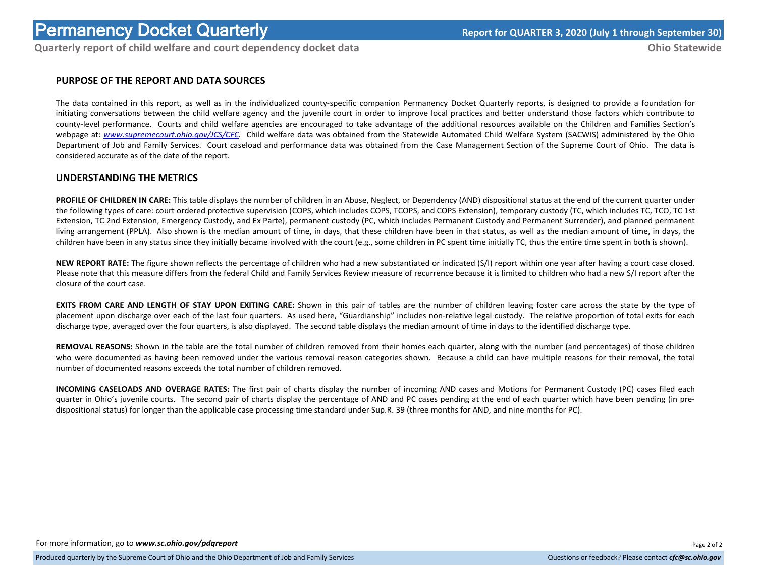# Permanency Docket Quarterly

**Report for QUARTER 3, 2020 (July 1 through September 30)**

**Quarterly report of child welfare and court dependency docket data**

**Ohio Statewide**

## PURPOSE OF THE REPORT AND DATA SOURCES

The data contained in this report, as well as in the individualized county-specific companion Permanency Docket Quarterly reports, is designed to provide a foundation for initiating conversations between the child welfare agency and the juvenile court in order to improve local practices and better understand those factors which contribute to county-level performance. Courts and child welfare agencies are encouraged to take advantage of the additional resources available on the Children and Families Section's webpage at: *www.supremecourt.ohio.gov/JCS/CFC*. Child welfare data was obtained from the Statewide Automated Child Welfare System (SACWIS) administered by the Ohio Department of Job and Family Services. Court caseload and performance data was obtained from the Case Management Section of the Supreme Court of Ohio. The data is considered accurate as of the date of the report.

## UNDERSTANDING THE METRICS

**PROFILE OF CHILDREN IN CARE:** This table displays the number of children in an Abuse, Neglect, or Dependency (AND) dispositional status at the end of the current quarter under the following types of care: court ordered protective supervision (COPS, which includes COPS, TCOPS, and COPS Extension), temporary custody (TC, which includes TC, TCO, TC 1st Extension, TC 2nd Extension, Emergency Custody, and Ex Parte), permanent custody (PC, which includes Permanent Custody and Permanent Surrender), and planned permanent living arrangement (PPLA). Also shown is the median amount of time, in days, that these children have been in that status, as well as the median amount of time, in days, the children have been in any status since they initially became involved with the court (e.g., some children in PC spent time initially TC, thus the entire time spent in both is shown).

**NEW REPORT RATE:** The figure shown reflects the percentage of children who had a new substantiated or indicated (S/I) report within one year after having a court case closed. Please note that this measure differs from the federal Child and Family Services Review measure of recurrence because it is limited to children who had a new S/I report after the closure of the court case.

**EXITS FROM CARE AND LENGTH OF STAY UPON EXITING CARE:** Shown in this pair of tables are the number of children leaving foster care across the state by the type of placement upon discharge over each of the last four quarters. As used here, "Guardianship" includes non-relative legal custody. The relative proportion of total exits for each discharge type, averaged over the four quarters, is also displayed. The second table displays the median amount of time in days to the identified discharge type.

**REMOVAL REASONS:** Shown in the table are the total number of children removed from their homes each quarter, along with the number (and percentages) of those children who were documented as having been removed under the various removal reason categories shown. Because a child can have multiple reasons for their removal, the total number of documented reasons exceeds the total number of children removed.

**INCOMING CASELOADS AND OVERAGE RATES:** The first pair of charts display the number of incoming AND cases and Motions for Permanent Custody (PC) cases filed each quarter in Ohio's juvenile courts. The second pair of charts display the percentage of AND and PC cases pending at the end of each quarter which have been pending (in pre-dispositional status) for longer than the applicable case processing time standard under Sup.R. 39 (three months for AND, and nine months for PC).

For more information, go to ***www.sc.ohio.gov/pdqreport***

Produced quarterly by the Supreme Court of Ohio and the Ohio Department of Job and Family Services

Questions or feedback? Please contact ***cfc@sc.ohio.gov***